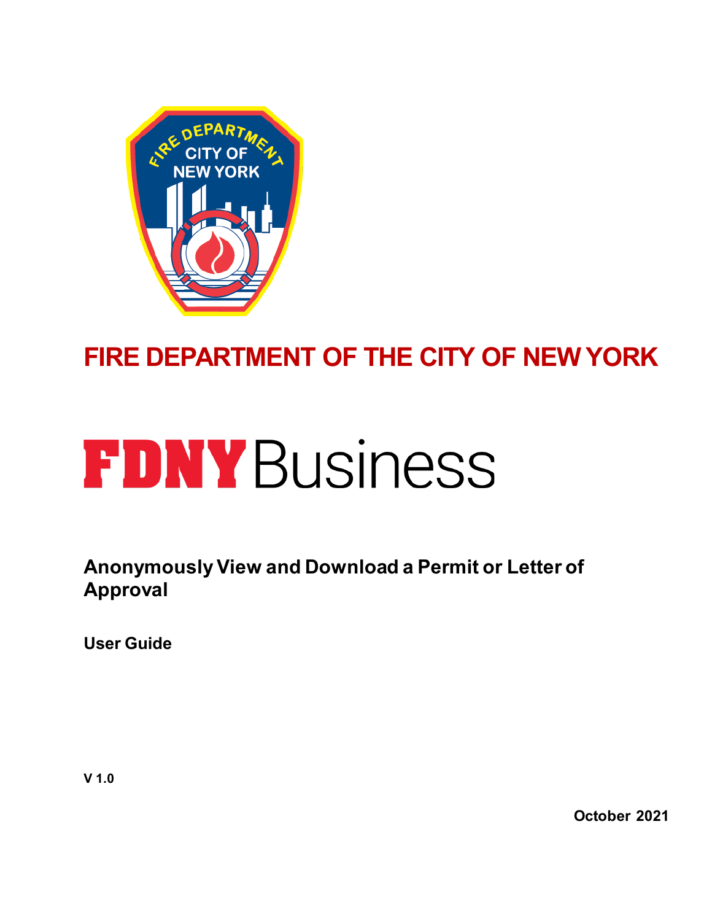# FIRE DEPARTMENT OF THE CITY OF NEW YORK

# FDNY Business

## Anonymously View and Download a Permit or Letter of Approval

**User Guide**

**V 1.0**

**October 2021**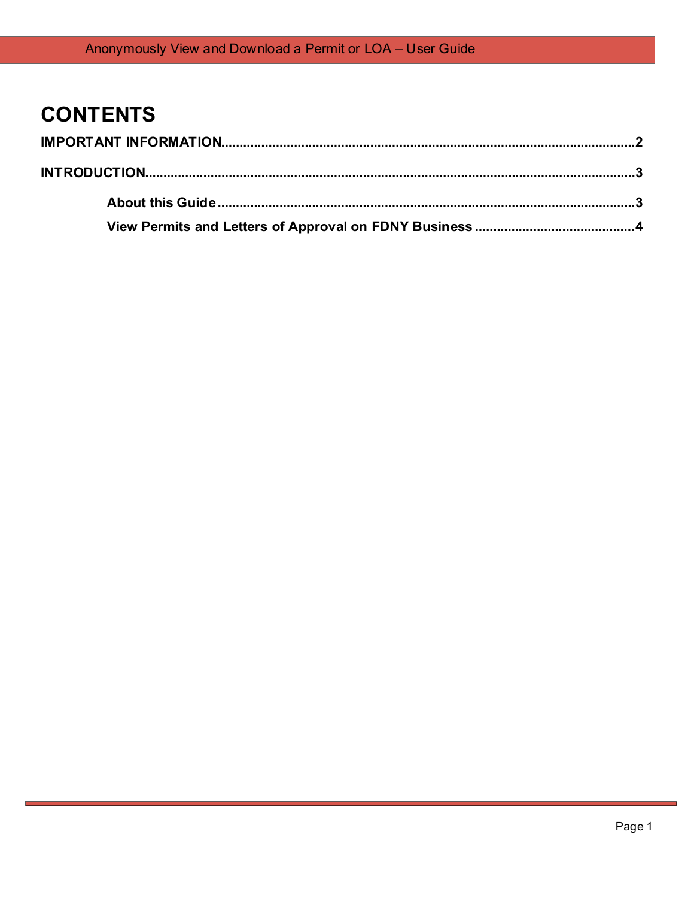# CONTENTS

**IMPORTANT INFORMATION**...........................................................................................................2

**INTRODUCTION**.............................................................................................................................3

- **About this Guide**..........................................................................................................3
- **View Permits and Letters of Approval on FDNY Business**..........................................4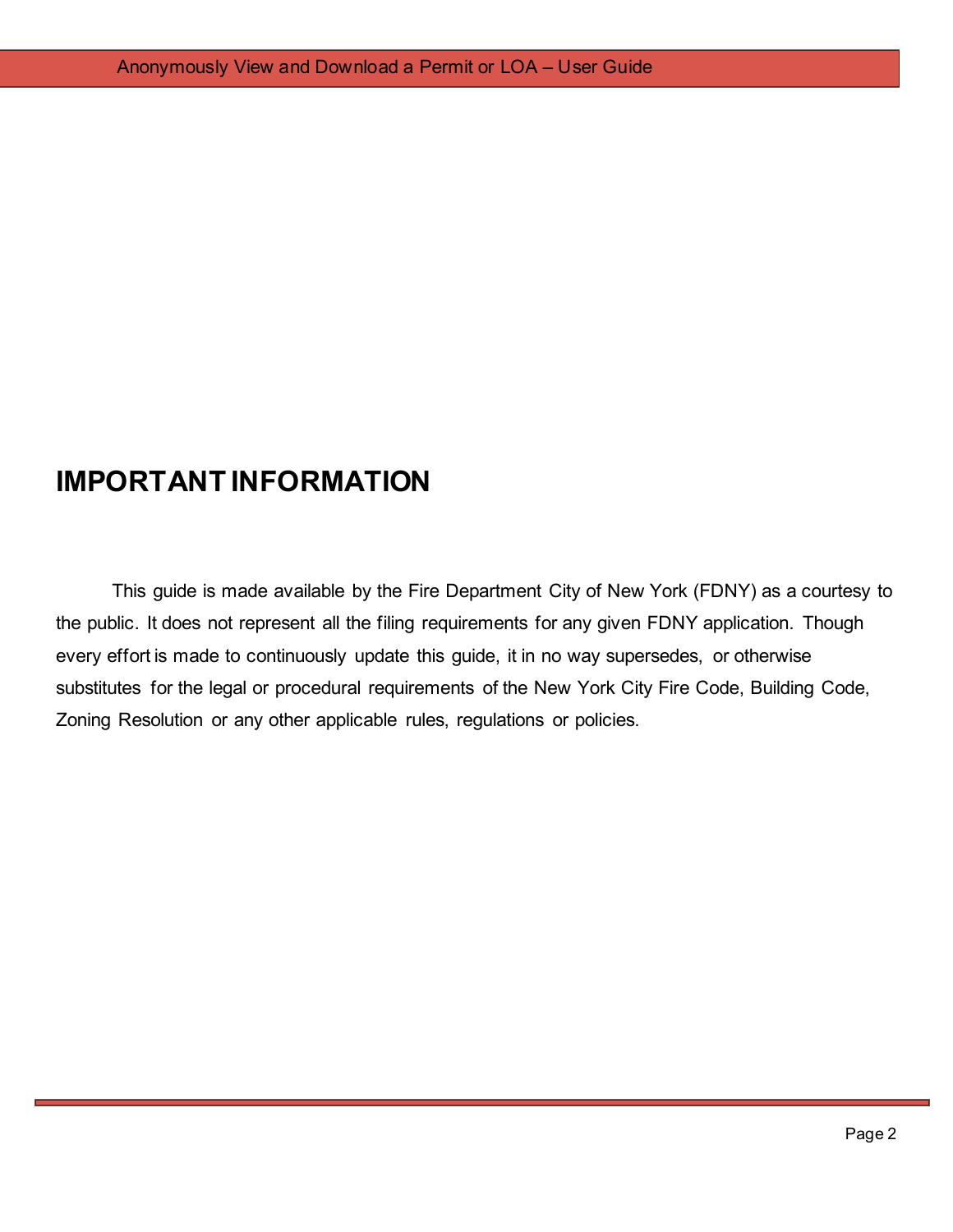# IMPORTANT INFORMATION

This guide is made available by the Fire Department City of New York (FDNY) as a courtesy to the public. It does not represent all the filing requirements for any given FDNY application. Though every effort is made to continuously update this guide, it in no way supersedes, or otherwise substitutes for the legal or procedural requirements of the New York City Fire Code, Building Code, Zoning Resolution or any other applicable rules, regulations or policies.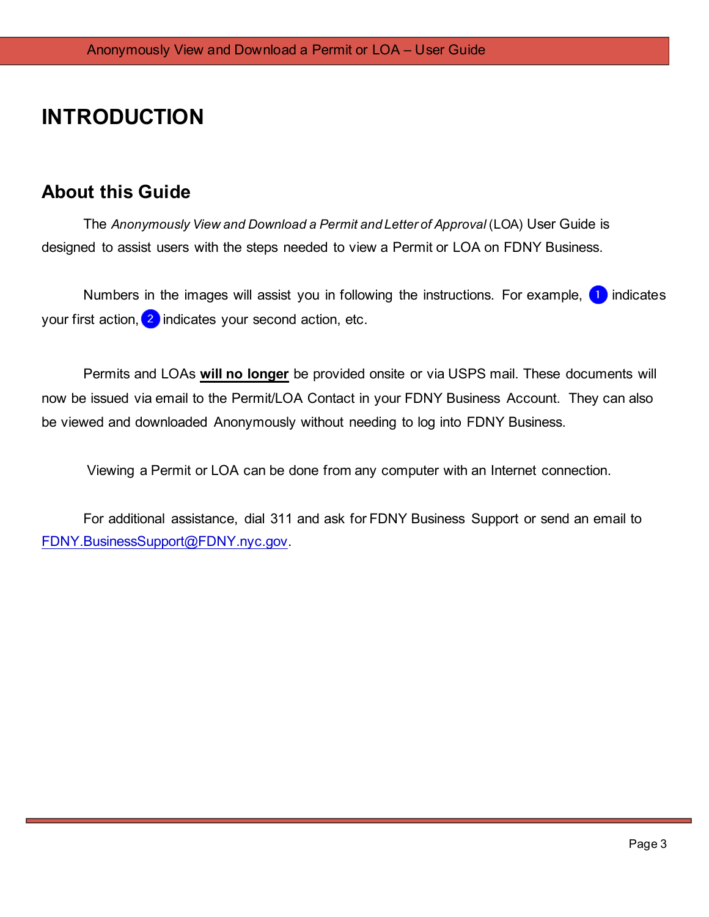# INTRODUCTION

## About this Guide

The *Anonymously View and Download a Permit and Letter of Approval* (LOA) User Guide is designed to assist users with the steps needed to view a Permit or LOA on FDNY Business.

Numbers in the images will assist you in following the instructions. For example, 1 indicates your first action, 2 indicates your second action, etc.

Permits and LOAs **will no longer** be provided onsite or via USPS mail. These documents will now be issued via email to the Permit/LOA Contact in your FDNY Business Account. They can also be viewed and downloaded Anonymously without needing to log into FDNY Business.

Viewing a Permit or LOA can be done from any computer with an Internet connection.

For additional assistance, dial 311 and ask for FDNY Business Support or send an email to FDNY.BusinessSupport@FDNY.nyc.gov.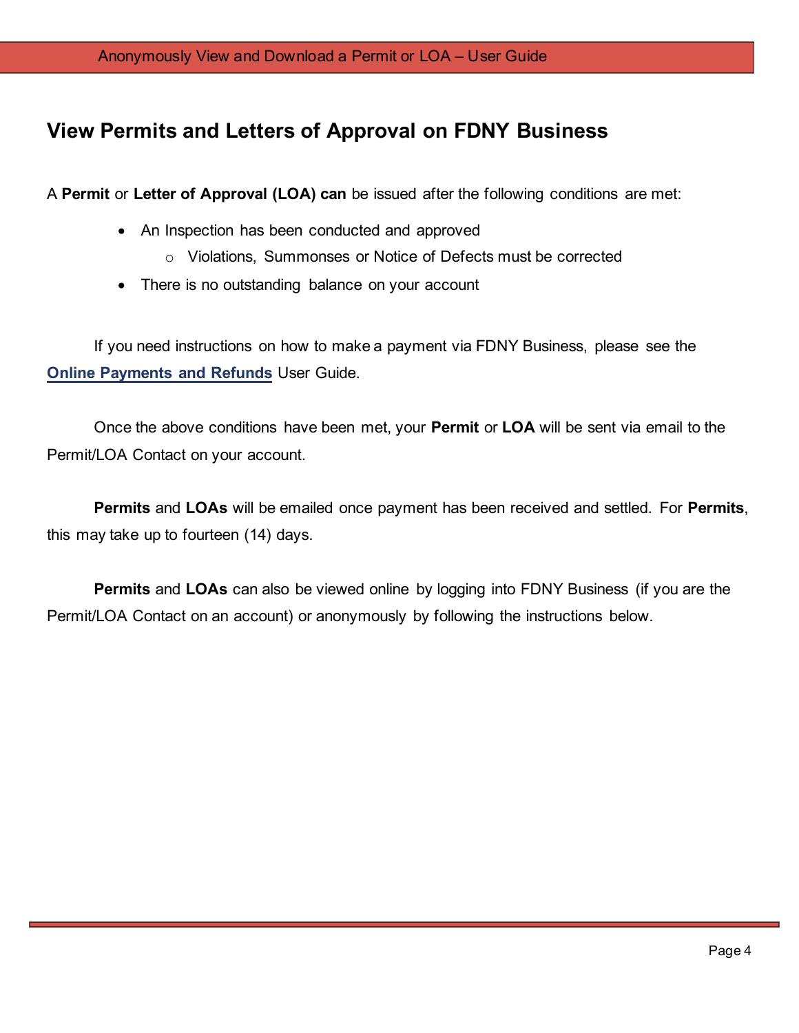## View Permits and Letters of Approval on FDNY Business

A **Permit** or **Letter of Approval (LOA) can** be issued after the following conditions are met:

- An Inspection has been conducted and approved
  - Violations, Summonses or Notice of Defects must be corrected
- There is no outstanding balance on your account

If you need instructions on how to make a payment via FDNY Business, please see the **Online Payments and Refunds** User Guide.

Once the above conditions have been met, your **Permit** or **LOA** will be sent via email to the Permit/LOA Contact on your account.

**Permits** and **LOAs** will be emailed once payment has been received and settled. For **Permits**, this may take up to fourteen (14) days.

**Permits** and **LOAs** can also be viewed online by logging into FDNY Business (if you are the Permit/LOA Contact on an account) or anonymously by following the instructions below.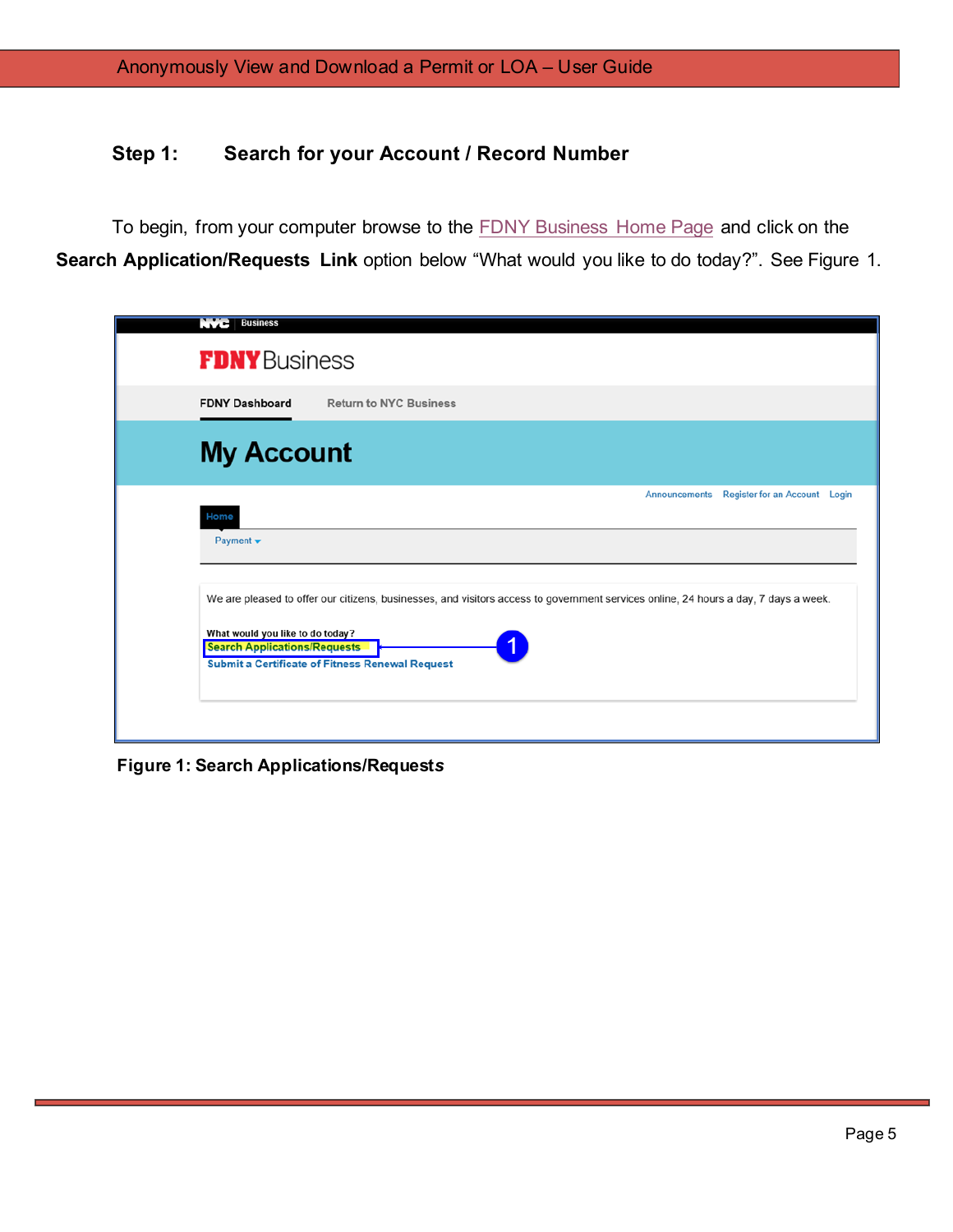## Step 1: Search for your Account / Record Number

To begin, from your computer browse to the FDNY Business Home Page and click on the **Search Application/Requests Link** option below "What would you like to do today?". See Figure 1.

**Figure 1: Search Applications/Requests**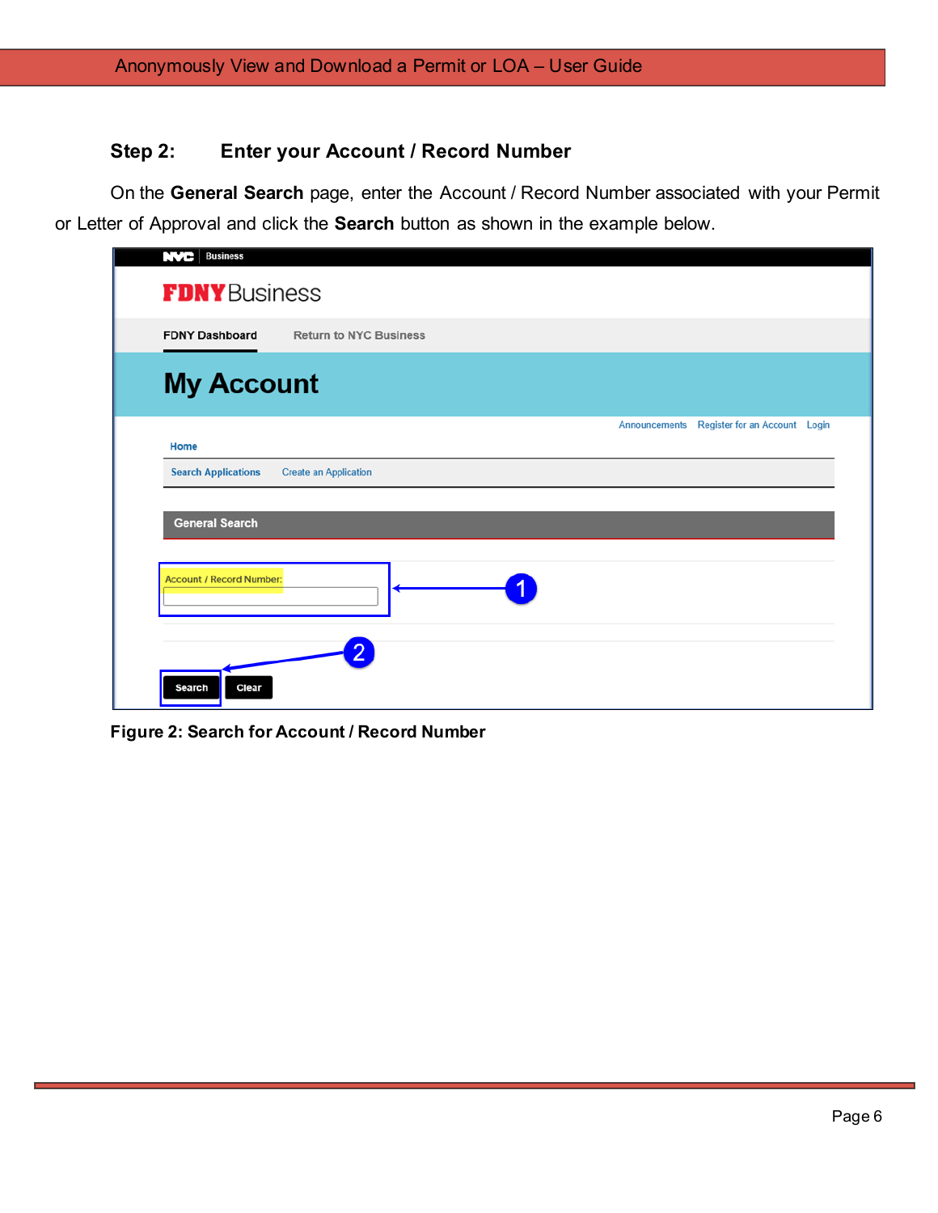## Step 2: Enter your Account / Record Number

On the **General Search** page, enter the Account / Record Number associated with your Permit or Letter of Approval and click the **Search** button as shown in the example below.

**Figure 2: Search for Account / Record Number**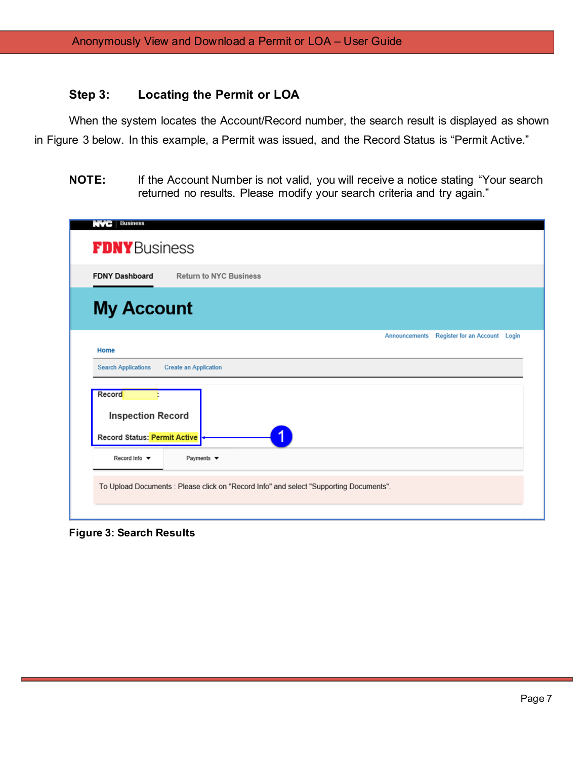### Step 3: Locating the Permit or LOA

When the system locates the Account/Record number, the search result is displayed as shown in Figure 3 below. In this example, a Permit was issued, and the Record Status is "Permit Active."

**NOTE:** If the Account Number is not valid, you will receive a notice stating "Your search returned no results. Please modify your search criteria and try again."

**Figure 3: Search Results**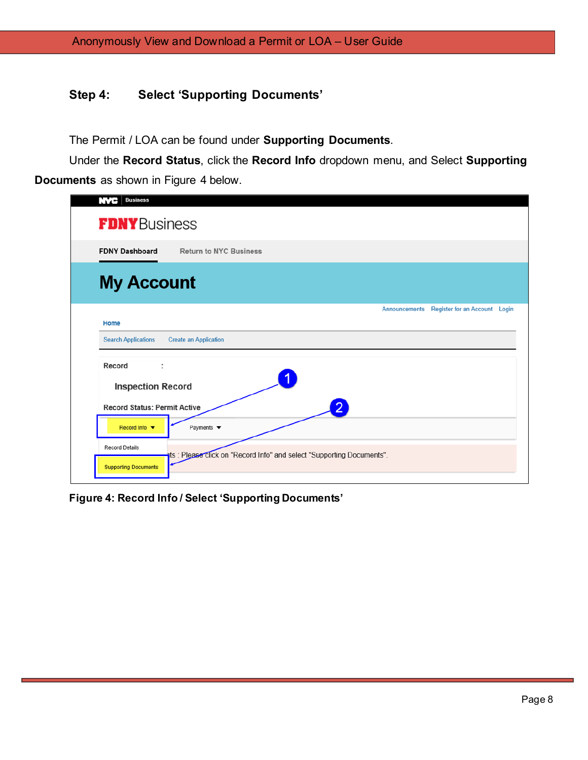### Step 4: Select 'Supporting Documents'

The Permit / LOA can be found under **Supporting Documents**.

Under the **Record Status**, click the **Record Info** dropdown menu, and Select **Supporting Documents** as shown in Figure 4 below.

**Figure 4: Record Info / Select 'Supporting Documents'**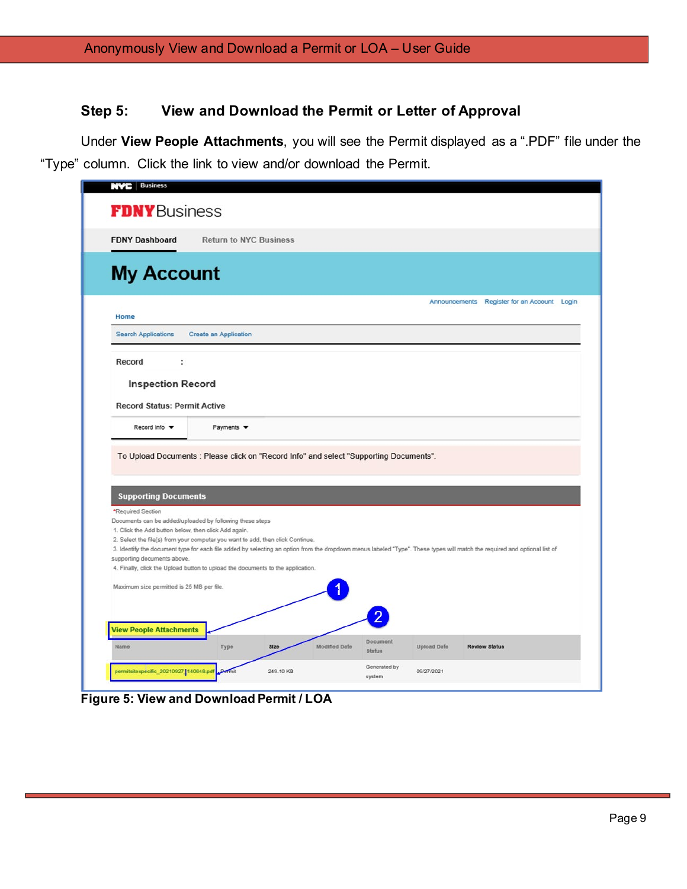### Step 5: View and Download the Permit or Letter of Approval

Under **View People Attachments**, you will see the Permit displayed as a ".PDF" file under the "Type" column. Click the link to view and/or download the Permit.

**Figure 5: View and Download Permit / LOA**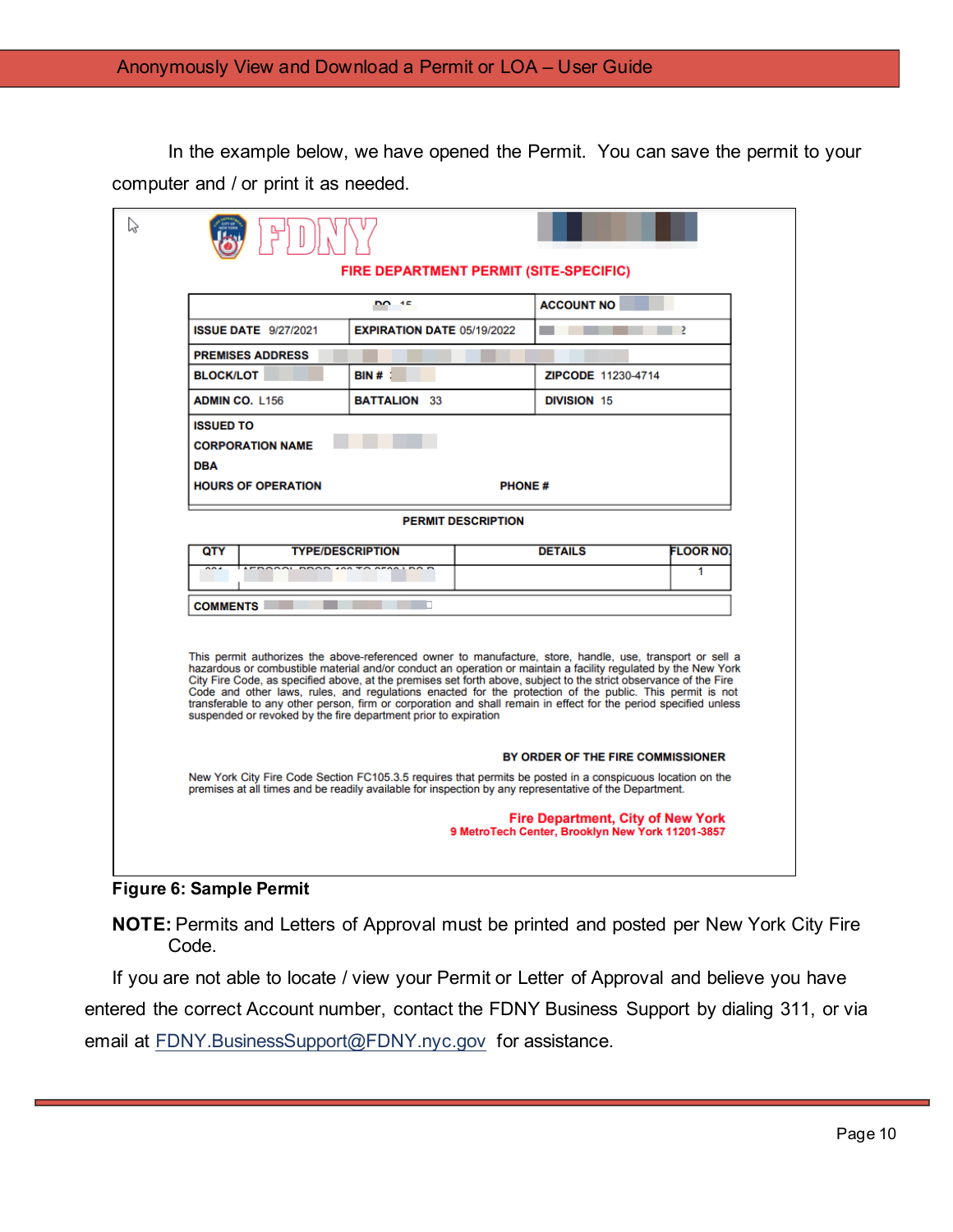In the example below, we have opened the Permit. You can save the permit to your computer and / or print it as needed.

FIRE DEPARTMENT PERMIT (SITE-SPECIFIC)

| | | |
|---|---|---|
| | | ACCOUNT NO |
| ISSUE DATE 9/27/2021 | EXPIRATION DATE 05/19/2022 | |
| PREMISES ADDRESS | | |
| BLOCK/LOT | BIN # | ZIPCODE 11230-4714 |
| ADMIN CO. L156 | BATTALION 33 | DIVISION 15 |

ISSUED TO

CORPORATION NAME

DBA

HOURS OF OPERATION PHONE #

PERMIT DESCRIPTION

| QTY | TYPE/DESCRIPTION | DETAILS | FLOOR NO. |
|---|---|---|---|
| | | | 1 |

COMMENTS

This permit authorizes the above-referenced owner to manufacture, store, handle, use, transport or sell a hazardous or combustible material and/or conduct an operation or maintain a facility regulated by the New York City Fire Code, as specified above, at the premises set forth above, subject to the strict observance of the Fire Code and other laws, rules, and regulations enacted for the protection of the public. This permit is not transferable to any other person, firm or corporation and shall remain in effect for the period specified unless suspended or revoked by the fire department prior to expiration

BY ORDER OF THE FIRE COMMISSIONER

New York City Fire Code Section FC105.3.5 requires that permits be posted in a conspicuous location on the premises at all times and be readily available for inspection by any representative of the Department.

Fire Department, City of New York
9 MetroTech Center, Brooklyn New York 11201-3857

**Figure 6: Sample Permit**

**NOTE:** Permits and Letters of Approval must be printed and posted per New York City Fire Code.

If you are not able to locate / view your Permit or Letter of Approval and believe you have entered the correct Account number, contact the FDNY Business Support by dialing 311, or via email at FDNY.BusinessSupport@FDNY.nyc.gov for assistance.